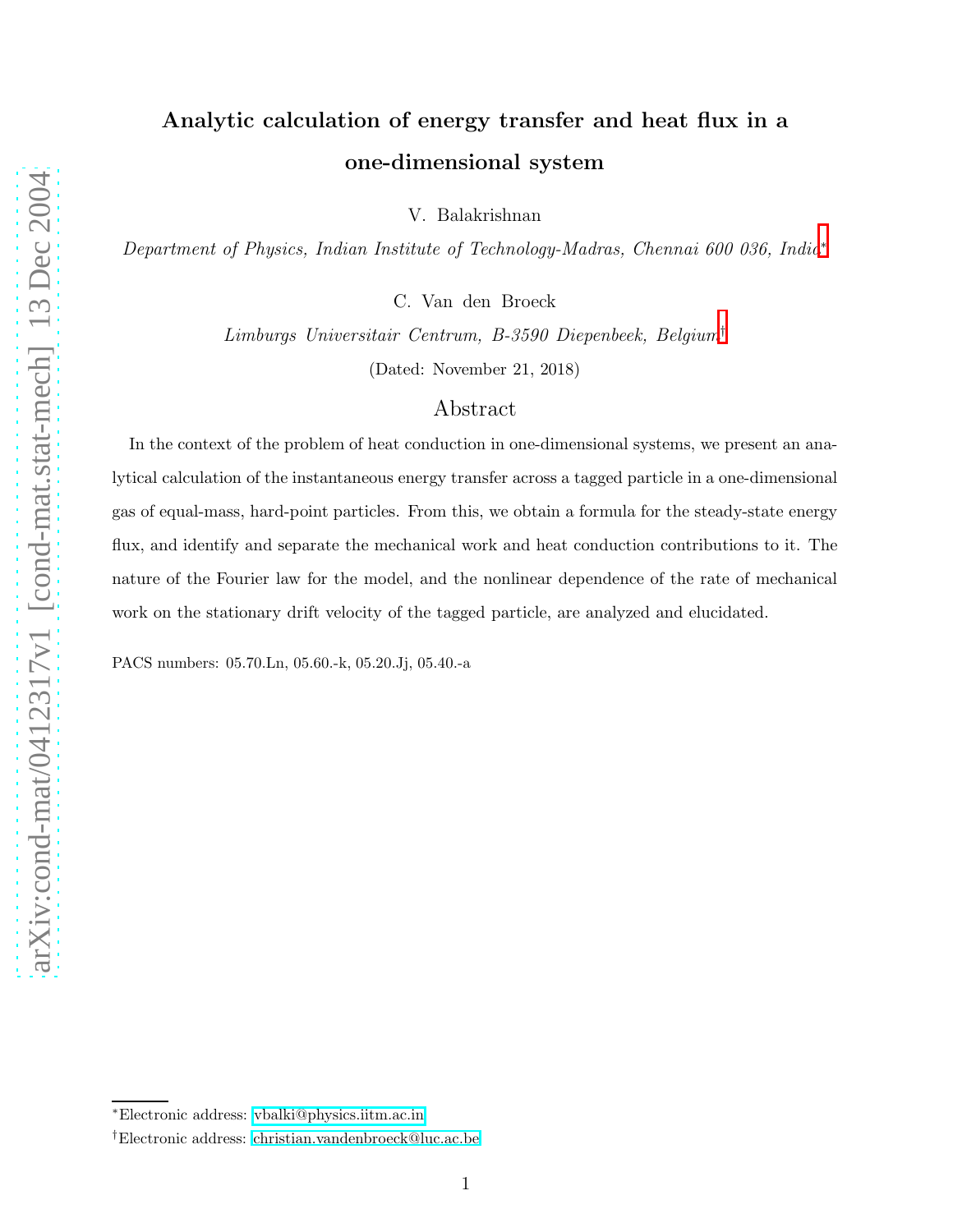# Analytic calculation of energy transfer and heat flux in a one-dimensional system

V. Balakrishnan

*Department of Physics, Indian Institute of Technology-Madras, Chennai 600 036, India*[*]

C. Van den Broeck

*Limburgs Universitair Centrum, B-3590 Diepenbeek, Belgium*[†]

(Dated: November 21, 2018)

## Abstract

In the context of the problem of heat conduction in one-dimensional systems, we present an analytical calculation of the instantaneous energy transfer across a tagged particle in a one-dimensional gas of equal-mass, hard-point particles. From this, we obtain a formula for the steady-state energy flux, and identify and separate the mechanical work and heat conduction contributions to it. The nature of the Fourier law for the model, and the nonlinear dependence of the rate of mechanical work on the stationary drift velocity of the tagged particle, are analyzed and elucidated.

PACS numbers: 05.70.Ln, 05.60.-k, 05.20.Jj, 05.40.-a

[*]Electronic address: vbalki@physics.iitm.ac.in

[†]Electronic address: christian.vandenbroeck@luc.ac.be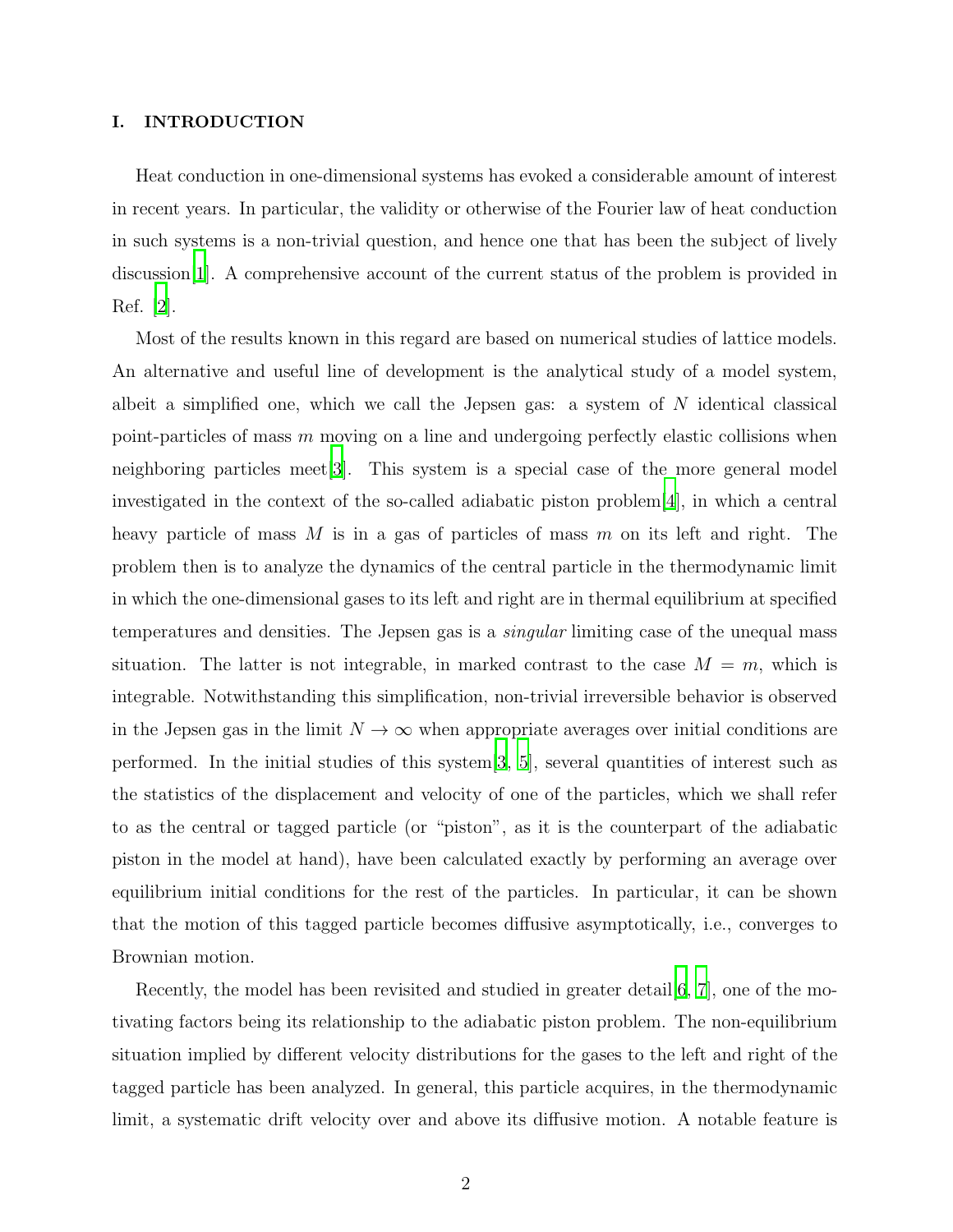## I. INTRODUCTION

Heat conduction in one-dimensional systems has evoked a considerable amount of interest in recent years. In particular, the validity or otherwise of the Fourier law of heat conduction in such systems is a non-trivial question, and hence one that has been the subject of lively discussion[1]. A comprehensive account of the current status of the problem is provided in Ref. [2].

Most of the results known in this regard are based on numerical studies of lattice models. An alternative and useful line of development is the analytical study of a model system, albeit a simplified one, which we call the Jepsen gas: a system of $N$ identical classical point-particles of mass $m$ moving on a line and undergoing perfectly elastic collisions when neighboring particles meet[3]. This system is a special case of the more general model investigated in the context of the so-called adiabatic piston problem[4], in which a central heavy particle of mass $M$ is in a gas of particles of mass $m$ on its left and right. The problem then is to analyze the dynamics of the central particle in the thermodynamic limit in which the one-dimensional gases to its left and right are in thermal equilibrium at specified temperatures and densities. The Jepsen gas is a *singular* limiting case of the unequal mass situation. The latter is not integrable, in marked contrast to the case $M = m$, which is integrable. Notwithstanding this simplification, non-trivial irreversible behavior is observed in the Jepsen gas in the limit $N \to \infty$ when appropriate averages over initial conditions are performed. In the initial studies of this system[3, 5], several quantities of interest such as the statistics of the displacement and velocity of one of the particles, which we shall refer to as the central or tagged particle (or "piston", as it is the counterpart of the adiabatic piston in the model at hand), have been calculated exactly by performing an average over equilibrium initial conditions for the rest of the particles. In particular, it can be shown that the motion of this tagged particle becomes diffusive asymptotically, i.e., converges to Brownian motion.

Recently, the model has been revisited and studied in greater detail[6, 7], one of the motivating factors being its relationship to the adiabatic piston problem. The non-equilibrium situation implied by different velocity distributions for the gases to the left and right of the tagged particle has been analyzed. In general, this particle acquires, in the thermodynamic limit, a systematic drift velocity over and above its diffusive motion. A notable feature is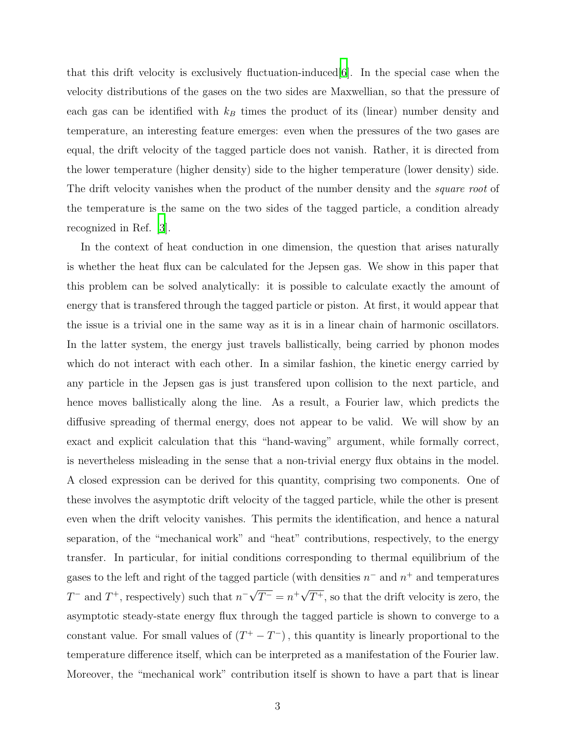that this drift velocity is exclusively fluctuation-induced[6]. In the special case when the velocity distributions of the gases on the two sides are Maxwellian, so that the pressure of each gas can be identified with $k_B$ times the product of its (linear) number density and temperature, an interesting feature emerges: even when the pressures of the two gases are equal, the drift velocity of the tagged particle does not vanish. Rather, it is directed from the lower temperature (higher density) side to the higher temperature (lower density) side. The drift velocity vanishes when the product of the number density and the *square root* of the temperature is the same on the two sides of the tagged particle, a condition already recognized in Ref. [3].

In the context of heat conduction in one dimension, the question that arises naturally is whether the heat flux can be calculated for the Jepsen gas. We show in this paper that this problem can be solved analytically: it is possible to calculate exactly the amount of energy that is transfered through the tagged particle or piston. At first, it would appear that the issue is a trivial one in the same way as it is in a linear chain of harmonic oscillators. In the latter system, the energy just travels ballistically, being carried by phonon modes which do not interact with each other. In a similar fashion, the kinetic energy carried by any particle in the Jepsen gas is just transfered upon collision to the next particle, and hence moves ballistically along the line. As a result, a Fourier law, which predicts the diffusive spreading of thermal energy, does not appear to be valid. We will show by an exact and explicit calculation that this "hand-waving" argument, while formally correct, is nevertheless misleading in the sense that a non-trivial energy flux obtains in the model. A closed expression can be derived for this quantity, comprising two components. One of these involves the asymptotic drift velocity of the tagged particle, while the other is present even when the drift velocity vanishes. This permits the identification, and hence a natural separation, of the "mechanical work" and "heat" contributions, respectively, to the energy transfer. In particular, for initial conditions corresponding to thermal equilibrium of the gases to the left and right of the tagged particle (with densities $n^-$ and $n^+$ and temperatures $T^-$ and $T^+$, respectively) such that $n^-\sqrt{T^-} = n^+\sqrt{T^+}$, so that the drift velocity is zero, the asymptotic steady-state energy flux through the tagged particle is shown to converge to a constant value. For small values of $(T^+ - T^-)$, this quantity is linearly proportional to the temperature difference itself, which can be interpreted as a manifestation of the Fourier law. Moreover, the "mechanical work" contribution itself is shown to have a part that is linear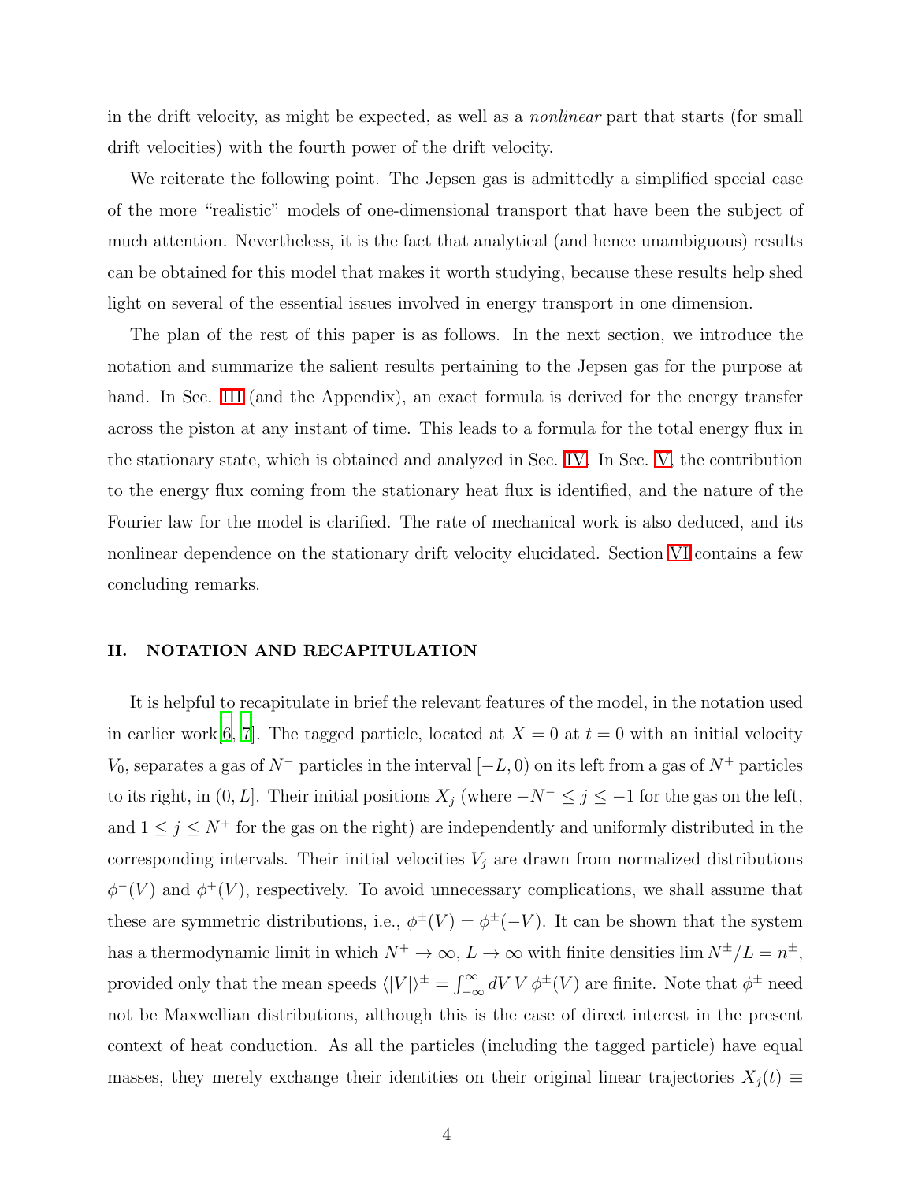in the drift velocity, as might be expected, as well as a *nonlinear* part that starts (for small drift velocities) with the fourth power of the drift velocity.

We reiterate the following point. The Jepsen gas is admittedly a simplified special case of the more "realistic" models of one-dimensional transport that have been the subject of much attention. Nevertheless, it is the fact that analytical (and hence unambiguous) results can be obtained for this model that makes it worth studying, because these results help shed light on several of the essential issues involved in energy transport in one dimension.

The plan of the rest of this paper is as follows. In the next section, we introduce the notation and summarize the salient results pertaining to the Jepsen gas for the purpose at hand. In Sec. III (and the Appendix), an exact formula is derived for the energy transfer across the piston at any instant of time. This leads to a formula for the total energy flux in the stationary state, which is obtained and analyzed in Sec. IV. In Sec. V, the contribution to the energy flux coming from the stationary heat flux is identified, and the nature of the Fourier law for the model is clarified. The rate of mechanical work is also deduced, and its nonlinear dependence on the stationary drift velocity elucidated. Section VI contains a few concluding remarks.

## II. NOTATION AND RECAPITULATION

It is helpful to recapitulate in brief the relevant features of the model, in the notation used in earlier work[6, 7]. The tagged particle, located at $X = 0$ at $t = 0$ with an initial velocity $V_0$, separates a gas of $N^-$ particles in the interval $[-L, 0)$ on its left from a gas of $N^+$ particles to its right, in $(0, L]$. Their initial positions $X_j$ (where $-N^- \leq j \leq -1$ for the gas on the left, and $1 \leq j \leq N^+$ for the gas on the right) are independently and uniformly distributed in the corresponding intervals. Their initial velocities $V_j$ are drawn from normalized distributions $\phi^-(V)$ and $\phi^+(V)$, respectively. To avoid unnecessary complications, we shall assume that these are symmetric distributions, i.e., $\phi^\pm(V) = \phi^\pm(-V)$. It can be shown that the system has a thermodynamic limit in which $N^+ \to \infty$, $L \to \infty$ with finite densities $\lim N^\pm/L = n^\pm$, provided only that the mean speeds $\langle |V| \rangle^\pm = \int_{-\infty}^{\infty} dV\, V\, \phi^\pm(V)$ are finite. Note that $\phi^\pm$ need not be Maxwellian distributions, although this is the case of direct interest in the present context of heat conduction. As all the particles (including the tagged particle) have equal masses, they merely exchange their identities on their original linear trajectories $X_j(t) \equiv$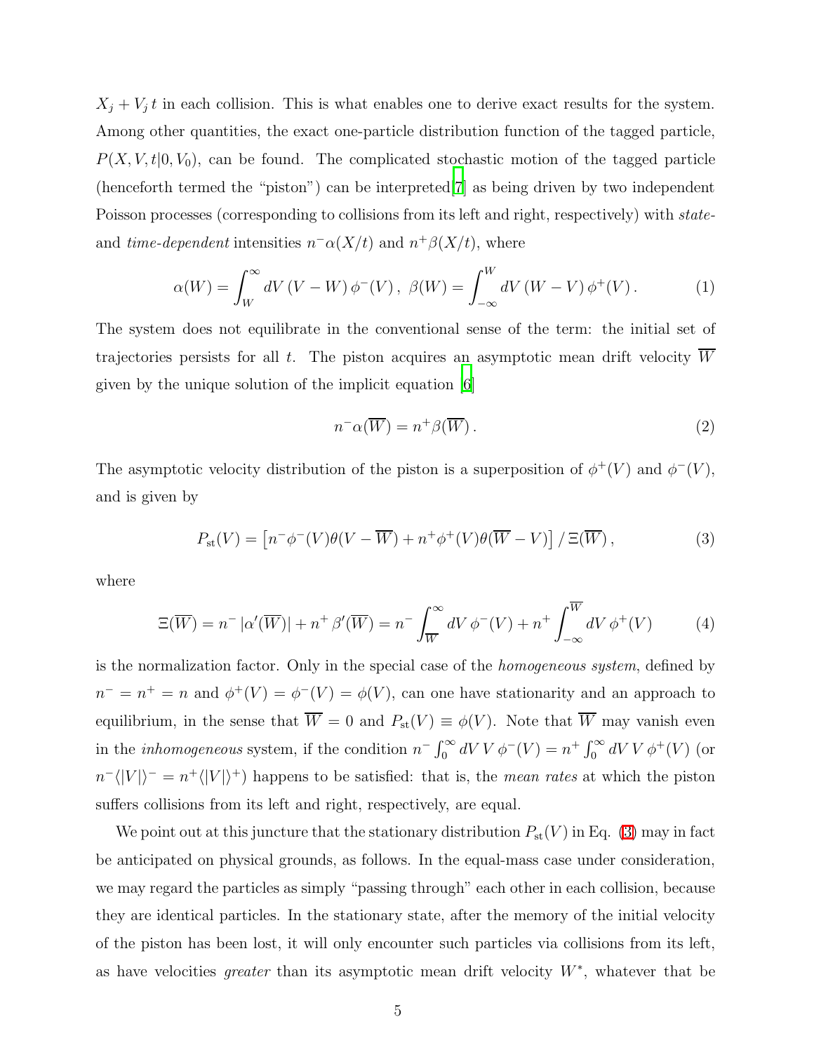$X_j + V_j\, t$ in each collision. This is what enables one to derive exact results for the system. Among other quantities, the exact one-particle distribution function of the tagged particle, $P(X, V, t|0, V_0)$, can be found. The complicated stochastic motion of the tagged particle (henceforth termed the "piston") can be interpreted[7] as being driven by two independent Poisson processes (corresponding to collisions from its left and right, respectively) with *state-* and *time-dependent* intensities $n^- \alpha(X/t)$ and $n^+ \beta(X/t)$, where

$$\alpha(W) = \int_W^\infty dV\,(V - W)\,\phi^-(V)\,,\;\; \beta(W) = \int_{-\infty}^W dV\,(W - V)\,\phi^+(V)\,. \tag{1}$$

The system does not equilibrate in the conventional sense of the term: the initial set of trajectories persists for all $t$. The piston acquires an asymptotic mean drift velocity $\overline{W}$ given by the unique solution of the implicit equation [6]

$$n^- \alpha(\overline{W}) = n^+ \beta(\overline{W})\,. \tag{2}$$

The asymptotic velocity distribution of the piston is a superposition of $\phi^+(V)$ and $\phi^-(V)$, and is given by

$$P_{\rm st}(V) = \left[ n^- \phi^-(V) \theta(V - \overline{W}) + n^+ \phi^+(V) \theta(\overline{W} - V) \right] / \, \Xi(\overline{W})\,, \tag{3}$$

where

$$\Xi(\overline{W}) = n^- \,|\alpha'(\overline{W})| + n^+ \,\beta'(\overline{W}) = n^- \int_{\overline{W}}^\infty dV\,\phi^-(V) + n^+ \int_{-\infty}^{\overline{W}} dV\,\phi^+(V) \tag{4}$$

is the normalization factor. Only in the special case of the *homogeneous system*, defined by $n^- = n^+ = n$ and $\phi^+(V) = \phi^-(V) = \phi(V)$, can one have stationarity and an approach to equilibrium, in the sense that $\overline{W} = 0$ and $P_{\rm st}(V) \equiv \phi(V)$. Note that $\overline{W}$ may vanish even in the *inhomogeneous* system, if the condition $n^- \int_0^\infty dV\,V\,\phi^-(V) = n^+ \int_0^\infty dV\,V\,\phi^+(V)$ (or $n^- \langle |V| \rangle^- = n^+ \langle |V| \rangle^+$) happens to be satisfied: that is, the *mean rates* at which the piston suffers collisions from its left and right, respectively, are equal.

We point out at this juncture that the stationary distribution $P_{\rm st}(V)$ in Eq. (3) may in fact be anticipated on physical grounds, as follows. In the equal-mass case under consideration, we may regard the particles as simply "passing through" each other in each collision, because they are identical particles. In the stationary state, after the memory of the initial velocity of the piston has been lost, it will only encounter such particles via collisions from its left, as have velocities *greater* than its asymptotic mean drift velocity $W^*$, whatever that be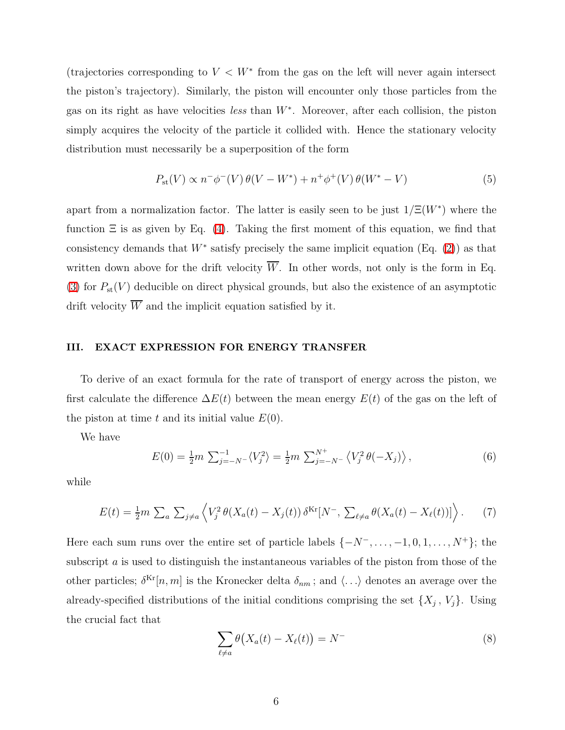(trajectories corresponding to $V < W^*$ from the gas on the left will never again intersect the piston's trajectory). Similarly, the piston will encounter only those particles from the gas on its right as have velocities *less* than $W^*$. Moreover, after each collision, the piston simply acquires the velocity of the particle it collided with. Hence the stationary velocity distribution must necessarily be a superposition of the form

$$P_{\rm st}(V) \propto n^- \phi^-(V)\,\theta(V - W^*) + n^+ \phi^+(V)\,\theta(W^* - V) \tag{5}$$

apart from a normalization factor. The latter is easily seen to be just $1/\Xi(W^*)$ where the function $\Xi$ is as given by Eq. (4). Taking the first moment of this equation, we find that consistency demands that $W^*$ satisfy precisely the same implicit equation (Eq. (2)) as that written down above for the drift velocity $\overline{W}$. In other words, not only is the form in Eq. (3) for $P_{\rm st}(V)$ deducible on direct physical grounds, but also the existence of an asymptotic drift velocity $\overline{W}$ and the implicit equation satisfied by it.

## III. EXACT EXPRESSION FOR ENERGY TRANSFER

To derive of an exact formula for the rate of transport of energy across the piston, we first calculate the difference $\Delta E(t)$ between the mean energy $E(t)$ of the gas on the left of the piston at time $t$ and its initial value $E(0)$.

We have

$$E(0) = \tfrac{1}{2}m \textstyle\sum_{j=-N^-}^{-1} \langle V_j^2 \rangle = \tfrac{1}{2}m \sum_{j=-N^-}^{N^+} \left\langle V_j^2\,\theta(-X_j)\right\rangle, \tag{6}$$

while

$$E(t) = \tfrac{1}{2}m \textstyle\sum_a \sum_{j\neq a} \left\langle V_j^2\,\theta(X_a(t) - X_j(t))\,\delta^{\rm Kr}[N^-, \sum_{\ell\neq a}\theta(X_a(t) - X_\ell(t))]\right\rangle. \tag{7}$$

Here each sum runs over the entire set of particle labels $\{-N^-, \ldots, -1, 0, 1, \ldots, N^+\}$; the subscript $a$ is used to distinguish the instantaneous variables of the piston from those of the other particles; $\delta^{\rm Kr}[n, m]$ is the Kronecker delta $\delta_{nm}$; and $\langle \ldots \rangle$ denotes an average over the already-specified distributions of the initial conditions comprising the set $\{X_j\,, V_j\}$. Using the crucial fact that

$$\sum_{\ell\neq a} \theta\big(X_a(t) - X_\ell(t)\big) = N^- \tag{8}$$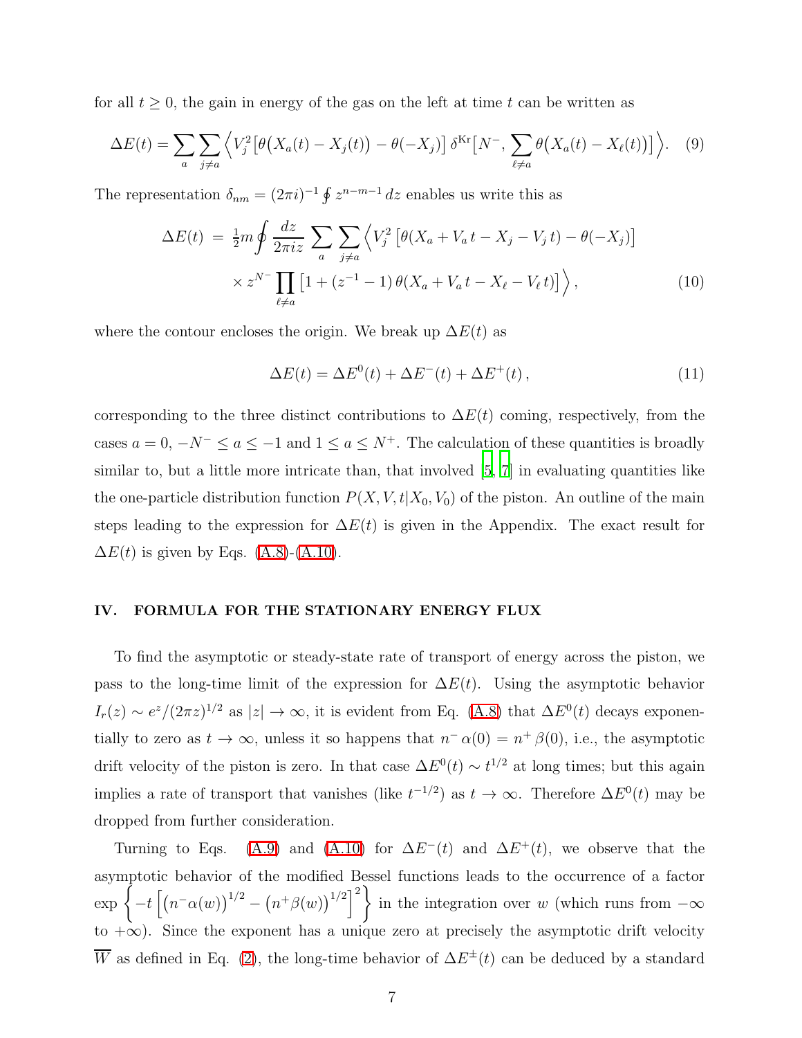for all $t \geq 0$, the gain in energy of the gas on the left at time $t$ can be written as

$$\Delta E(t) = \sum_a \sum_{j \neq a} \Big\langle V_j^2 \big[\theta\big(X_a(t) - X_j(t)\big) - \theta(-X_j)\big]\, \delta^{\rm Kr}\big[N^-, \sum_{\ell \neq a} \theta\big(X_a(t) - X_\ell(t)\big)\big] \Big\rangle. \quad (9)$$

The representation $\delta_{nm} = (2\pi i)^{-1} \oint z^{n-m-1}\, dz$ enables us write this as

$$\begin{aligned} \Delta E(t) \; &= \; \tfrac{1}{2} m \oint \frac{dz}{2\pi i z} \sum_a \sum_{j \neq a} \Big\langle V_j^2 \left[\theta(X_a + V_a\, t - X_j - V_j\, t) - \theta(-X_j)\right] \\ &\quad \times z^{N^-} \prod_{\ell \neq a} \left[1 + (z^{-1} - 1)\, \theta(X_a + V_a\, t - X_\ell - V_\ell\, t)\right] \Big\rangle, \end{aligned} \quad (10)$$

where the contour encloses the origin. We break up $\Delta E(t)$ as

$$\Delta E(t) = \Delta E^0(t) + \Delta E^-(t) + \Delta E^+(t)\,, \quad (11)$$

corresponding to the three distinct contributions to $\Delta E(t)$ coming, respectively, from the cases $a = 0$, $-N^- \leq a \leq -1$ and $1 \leq a \leq N^+$. The calculation of these quantities is broadly similar to, but a little more intricate than, that involved [5, 7] in evaluating quantities like the one-particle distribution function $P(X, V, t|X_0, V_0)$ of the piston. An outline of the main steps leading to the expression for $\Delta E(t)$ is given in the Appendix. The exact result for $\Delta E(t)$ is given by Eqs. (A.8)-(A.10).

## IV. FORMULA FOR THE STATIONARY ENERGY FLUX

To find the asymptotic or steady-state rate of transport of energy across the piston, we pass to the long-time limit of the expression for $\Delta E(t)$. Using the asymptotic behavior $I_r(z) \sim e^z/(2\pi z)^{1/2}$ as $|z| \to \infty$, it is evident from Eq. (A.8) that $\Delta E^0(t)$ decays exponentially to zero as $t \to \infty$, unless it so happens that $n^-\,\alpha(0) = n^+\,\beta(0)$, i.e., the asymptotic drift velocity of the piston is zero. In that case $\Delta E^0(t) \sim t^{1/2}$ at long times; but this again implies a rate of transport that vanishes (like $t^{-1/2}$) as $t \to \infty$. Therefore $\Delta E^0(t)$ may be dropped from further consideration.

Turning to Eqs. (A.9) and (A.10) for $\Delta E^-(t)$ and $\Delta E^+(t)$, we observe that the asymptotic behavior of the modified Bessel functions leads to the occurrence of a factor $\exp\left\{-t\left[\big(n^-\alpha(w)\big)^{1/2} - \big(n^+\beta(w)\big)^{1/2}\right]^2\right\}$ in the integration over $w$ (which runs from $-\infty$ to $+\infty$). Since the exponent has a unique zero at precisely the asymptotic drift velocity $\overline{W}$ as defined in Eq. (2), the long-time behavior of $\Delta E^\pm(t)$ can be deduced by a standard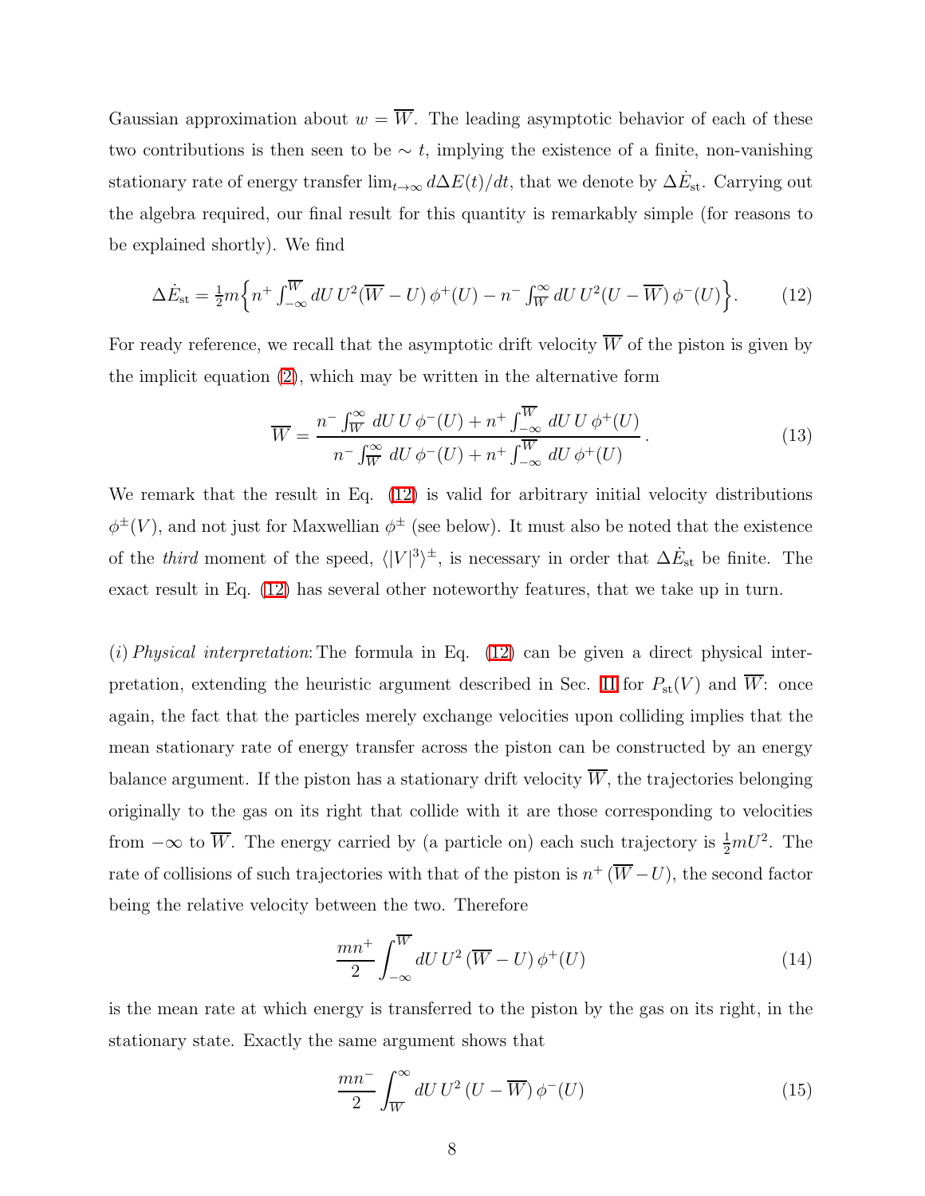Gaussian approximation about $w = \overline{W}$. The leading asymptotic behavior of each of these two contributions is then seen to be $\sim t$, implying the existence of a finite, non-vanishing stationary rate of energy transfer $\lim_{t\to\infty} d\Delta E(t)/dt$, that we denote by $\Delta\dot{E}_{\rm st}$. Carrying out the algebra required, our final result for this quantity is remarkably simple (for reasons to be explained shortly). We find

$$\Delta\dot{E}_{\rm st} = \tfrac{1}{2}m\Big\{n^+ \int_{-\infty}^{\overline{W}} dU\, U^2(\overline{W} - U)\,\phi^+(U) - n^- \int_{\overline{W}}^{\infty} dU\, U^2(U - \overline{W})\,\phi^-(U)\Big\}. \tag{12}$$

For ready reference, we recall that the asymptotic drift velocity $\overline{W}$ of the piston is given by the implicit equation (2), which may be written in the alternative form

$$\overline{W} = \frac{n^- \int_{\overline{W}}^{\infty} dU\, U\, \phi^-(U) + n^+ \int_{-\infty}^{\overline{W}} dU\, U\, \phi^+(U)}{n^- \int_{\overline{W}}^{\infty} dU\, \phi^-(U) + n^+ \int_{-\infty}^{\overline{W}} dU\, \phi^+(U)}\,. \tag{13}$$

We remark that the result in Eq. (12) is valid for arbitrary initial velocity distributions $\phi^{\pm}(V)$, and not just for Maxwellian $\phi^{\pm}$ (see below). It must also be noted that the existence of the *third* moment of the speed, $\langle |V|^3\rangle^{\pm}$, is necessary in order that $\Delta\dot{E}_{\rm st}$ be finite. The exact result in Eq. (12) has several other noteworthy features, that we take up in turn.

(*i*) *Physical interpretation*: The formula in Eq. (12) can be given a direct physical interpretation, extending the heuristic argument described in Sec. II for $P_{\rm st}(V)$ and $\overline{W}$: once again, the fact that the particles merely exchange velocities upon colliding implies that the mean stationary rate of energy transfer across the piston can be constructed by an energy balance argument. If the piston has a stationary drift velocity $\overline{W}$, the trajectories belonging originally to the gas on its right that collide with it are those corresponding to velocities from $-\infty$ to $\overline{W}$. The energy carried by (a particle on) each such trajectory is $\frac{1}{2}mU^2$. The rate of collisions of such trajectories with that of the piston is $n^+(\overline{W} - U)$, the second factor being the relative velocity between the two. Therefore

$$\frac{mn^+}{2}\int_{-\infty}^{\overline{W}} dU\, U^2\,(\overline{W} - U)\,\phi^+(U) \tag{14}$$

is the mean rate at which energy is transferred to the piston by the gas on its right, in the stationary state. Exactly the same argument shows that

$$\frac{mn^-}{2}\int_{\overline{W}}^{\infty} dU\, U^2\,(U - \overline{W})\,\phi^-(U) \tag{15}$$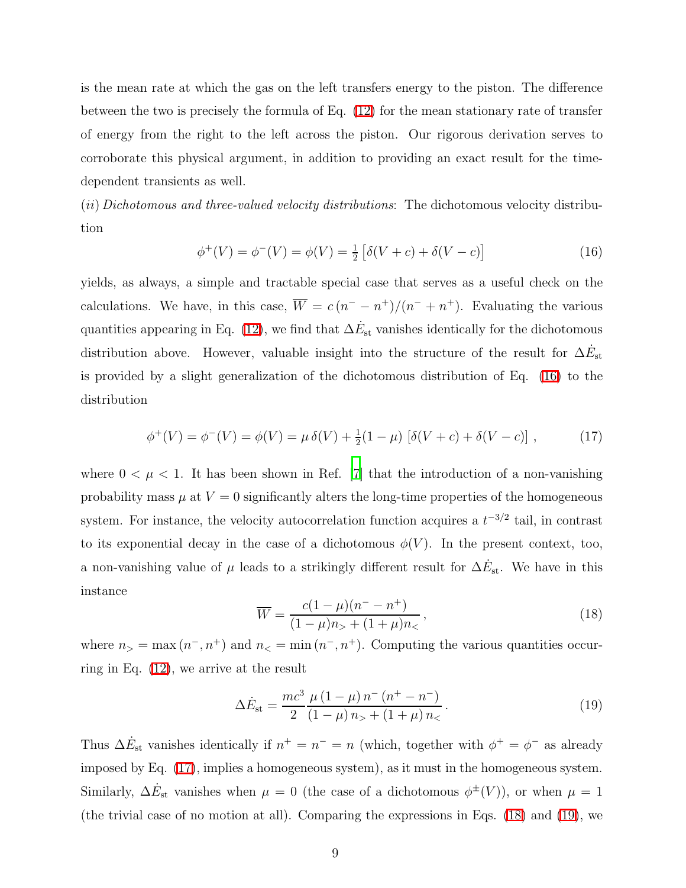is the mean rate at which the gas on the left transfers energy to the piston. The difference between the two is precisely the formula of Eq. (12) for the mean stationary rate of transfer of energy from the right to the left across the piston. Our rigorous derivation serves to corroborate this physical argument, in addition to providing an exact result for the time-dependent transients as well.

(*ii*) *Dichotomous and three-valued velocity distributions*: The dichotomous velocity distribution

$$\phi^+(V) = \phi^-(V) = \phi(V) = \tfrac{1}{2}\left[\delta(V+c) + \delta(V-c)\right] \tag{16}$$

yields, as always, a simple and tractable special case that serves as a useful check on the calculations. We have, in this case, $\overline{W} = c\,(n^- - n^+)/(n^- + n^+)$. Evaluating the various quantities appearing in Eq. (12), we find that $\Delta\dot{E}_{\rm st}$ vanishes identically for the dichotomous distribution above. However, valuable insight into the structure of the result for $\Delta\dot{E}_{\rm st}$ is provided by a slight generalization of the dichotomous distribution of Eq. (16) to the distribution

$$\phi^+(V) = \phi^-(V) = \phi(V) = \mu\,\delta(V) + \tfrac{1}{2}(1-\mu)\,\left[\delta(V+c) + \delta(V-c)\right]\,, \tag{17}$$

where $0 < \mu < 1$. It has been shown in Ref. [7] that the introduction of a non-vanishing probability mass $\mu$ at $V = 0$ significantly alters the long-time properties of the homogeneous system. For instance, the velocity autocorrelation function acquires a $t^{-3/2}$ tail, in contrast to its exponential decay in the case of a dichotomous $\phi(V)$. In the present context, too, a non-vanishing value of $\mu$ leads to a strikingly different result for $\Delta\dot{E}_{\rm st}$. We have in this instance

$$\overline{W} = \frac{c(1-\mu)(n^- - n^+)}{(1-\mu)n_> + (1+\mu)n_<}\,, \tag{18}$$

where $n_> = \max\,(n^-, n^+)$ and $n_< = \min\,(n^-, n^+)$. Computing the various quantities occurring in Eq. (12), we arrive at the result

$$\Delta\dot{E}_{\rm st} = \frac{mc^3}{2}\,\frac{\mu\,(1-\mu)\,n^-\,(n^+ - n^-)}{(1-\mu)\,n_> + (1+\mu)\,n_<}\,. \tag{19}$$

Thus $\Delta\dot{E}_{\rm st}$ vanishes identically if $n^+ = n^- = n$ (which, together with $\phi^+ = \phi^-$ as already imposed by Eq. (17), implies a homogeneous system), as it must in the homogeneous system. Similarly, $\Delta\dot{E}_{\rm st}$ vanishes when $\mu = 0$ (the case of a dichotomous $\phi^{\pm}(V)$), or when $\mu = 1$ (the trivial case of no motion at all). Comparing the expressions in Eqs. (18) and (19), we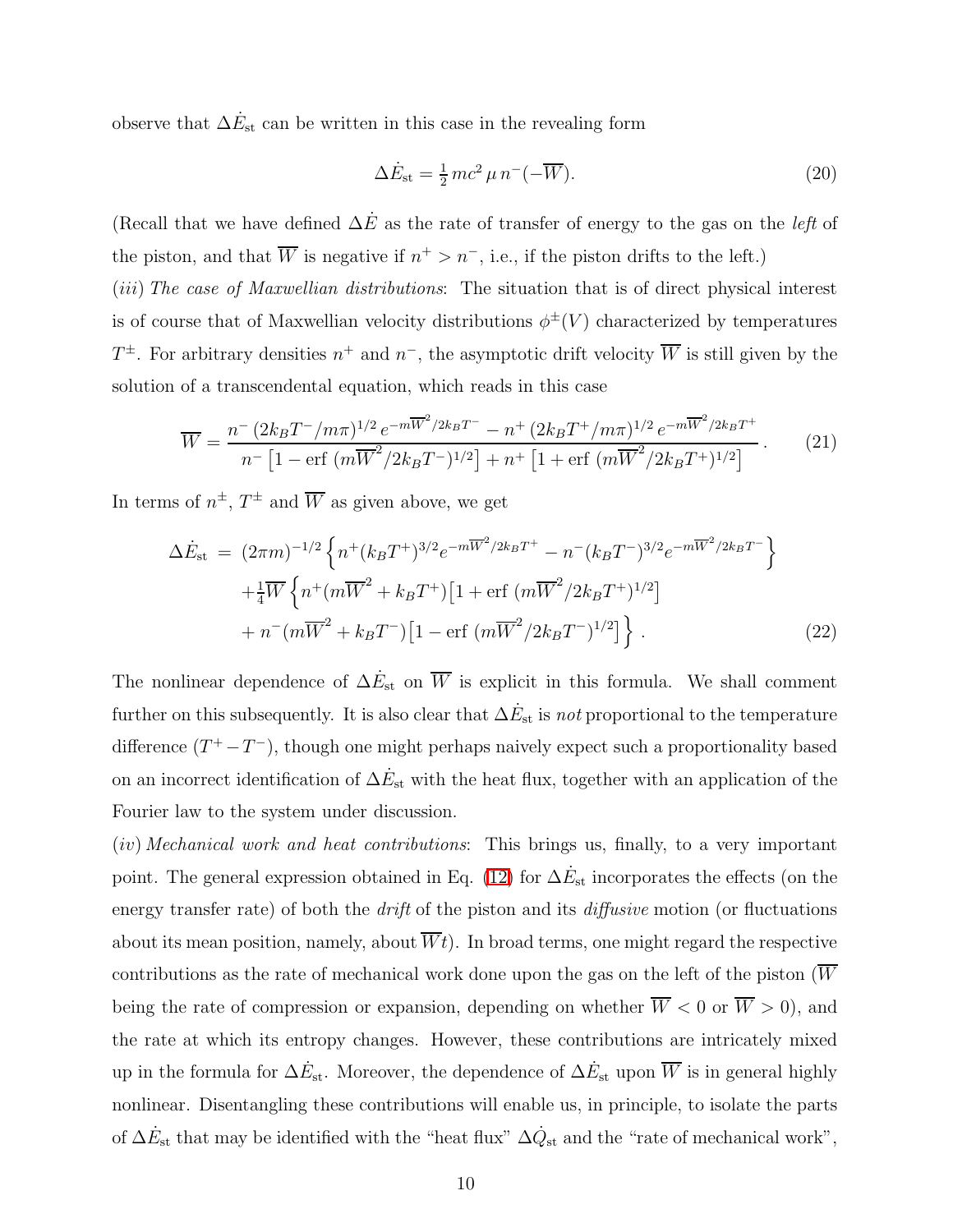observe that $\Delta\dot{E}_{\rm st}$ can be written in this case in the revealing form

$$\Delta\dot{E}_{\rm st} = \tfrac{1}{2}\, mc^2\, \mu\, n^-(-\overline{W}). \tag{20}$$

(Recall that we have defined $\Delta\dot{E}$ as the rate of transfer of energy to the gas on the *left* of the piston, and that $\overline{W}$ is negative if $n^+ > n^-$, i.e., if the piston drifts to the left.)

(*iii*) *The case of Maxwellian distributions*: The situation that is of direct physical interest is of course that of Maxwellian velocity distributions $\phi^\pm(V)$ characterized by temperatures $T^\pm$. For arbitrary densities $n^+$ and $n^-$, the asymptotic drift velocity $\overline{W}$ is still given by the solution of a transcendental equation, which reads in this case

$$\overline{W} = \frac{n^-\,(2k_BT^-/m\pi)^{1/2}\, e^{-m\overline{W}^2/2k_BT^-} - n^+\,(2k_BT^+/m\pi)^{1/2}\, e^{-m\overline{W}^2/2k_BT^+}}{n^-\left[1 - \text{erf}\,(m\overline{W}^2/2k_BT^-)^{1/2}\right] + n^+\left[1 + \text{erf}\,(m\overline{W}^2/2k_BT^+)^{1/2}\right]}\,. \tag{21}$$

In terms of $n^\pm$, $T^\pm$ and $\overline{W}$ as given above, we get

$$\begin{aligned}
\Delta\dot{E}_{\rm st} \;=\; & (2\pi m)^{-1/2}\left\{n^+(k_BT^+)^{3/2}e^{-m\overline{W}^2/2k_BT^+} - n^-(k_BT^-)^{3/2}e^{-m\overline{W}^2/2k_BT^-}\right\} \\
& +\tfrac{1}{4}\overline{W}\left\{n^+(m\overline{W}^2 + k_BT^+)\big[1 + \text{erf}\,(m\overline{W}^2/2k_BT^+)^{1/2}\big]\right. \\
& \left. +\, n^-(m\overline{W}^2 + k_BT^-)\big[1 - \text{erf}\,(m\overline{W}^2/2k_BT^-)^{1/2}\big]\right\}.
\end{aligned} \tag{22}$$

The nonlinear dependence of $\Delta\dot{E}_{\rm st}$ on $\overline{W}$ is explicit in this formula. We shall comment further on this subsequently. It is also clear that $\Delta\dot{E}_{\rm st}$ is *not* proportional to the temperature difference $(T^+ - T^-)$, though one might perhaps naively expect such a proportionality based on an incorrect identification of $\Delta\dot{E}_{\rm st}$ with the heat flux, together with an application of the Fourier law to the system under discussion.

(*iv*) *Mechanical work and heat contributions*: This brings us, finally, to a very important point. The general expression obtained in Eq. (12) for $\Delta\dot{E}_{\rm st}$ incorporates the effects (on the energy transfer rate) of both the *drift* of the piston and its *diffusive* motion (or fluctuations about its mean position, namely, about $\overline{W}t$). In broad terms, one might regard the respective contributions as the rate of mechanical work done upon the gas on the left of the piston ($\overline{W}$ being the rate of compression or expansion, depending on whether $\overline{W} < 0$ or $\overline{W} > 0$), and the rate at which its entropy changes. However, these contributions are intricately mixed up in the formula for $\Delta\dot{E}_{\rm st}$. Moreover, the dependence of $\Delta\dot{E}_{\rm st}$ upon $\overline{W}$ is in general highly nonlinear. Disentangling these contributions will enable us, in principle, to isolate the parts of $\Delta\dot{E}_{\rm st}$ that may be identified with the "heat flux" $\Delta\dot{Q}_{\rm st}$ and the "rate of mechanical work",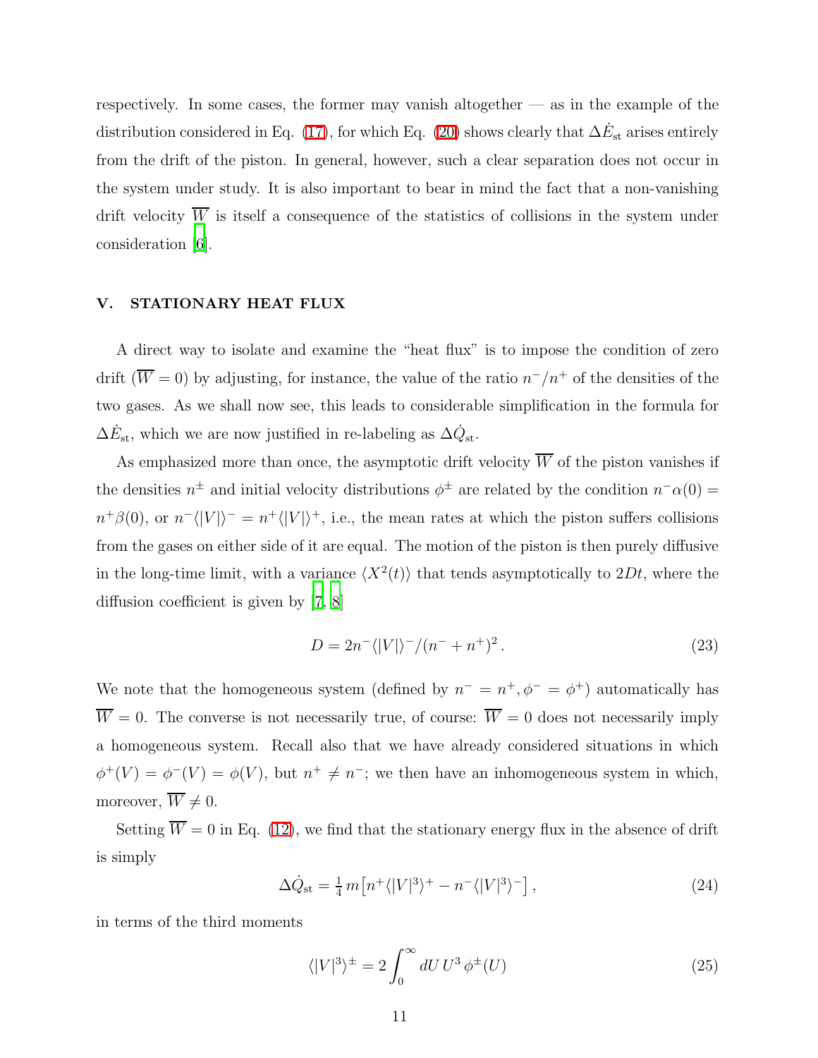respectively. In some cases, the former may vanish altogether — as in the example of the distribution considered in Eq. (17), for which Eq. (20) shows clearly that $\Delta\dot{E}_{\rm st}$ arises entirely from the drift of the piston. In general, however, such a clear separation does not occur in the system under study. It is also important to bear in mind the fact that a non-vanishing drift velocity $\overline{W}$ is itself a consequence of the statistics of collisions in the system under consideration [6].

## V. STATIONARY HEAT FLUX

A direct way to isolate and examine the "heat flux" is to impose the condition of zero drift ($\overline{W} = 0$) by adjusting, for instance, the value of the ratio $n^-/n^+$ of the densities of the two gases. As we shall now see, this leads to considerable simplification in the formula for $\Delta\dot{E}_{\rm st}$, which we are now justified in re-labeling as $\Delta\dot{Q}_{\rm st}$.

As emphasized more than once, the asymptotic drift velocity $\overline{W}$ of the piston vanishes if the densities $n^{\pm}$ and initial velocity distributions $\phi^{\pm}$ are related by the condition $n^-\alpha(0) = n^+\beta(0)$, or $n^-\langle|V|\rangle^- = n^+\langle|V|\rangle^+$, i.e., the mean rates at which the piston suffers collisions from the gases on either side of it are equal. The motion of the piston is then purely diffusive in the long-time limit, with a variance $\langle X^2(t)\rangle$ that tends asymptotically to $2Dt$, where the diffusion coefficient is given by [7, 8]

$$D = 2n^-\langle|V|\rangle^-/(n^- + n^+)^2\,. \tag{23}$$

We note that the homogeneous system (defined by $n^- = n^+, \phi^- = \phi^+$) automatically has $\overline{W} = 0$. The converse is not necessarily true, of course: $\overline{W} = 0$ does not necessarily imply a homogeneous system. Recall also that we have already considered situations in which $\phi^+(V) = \phi^-(V) = \phi(V)$, but $n^+ \neq n^-$; we then have an inhomogeneous system in which, moreover, $\overline{W} \neq 0$.

Setting $\overline{W} = 0$ in Eq. (12), we find that the stationary energy flux in the absence of drift is simply

$$\Delta\dot{Q}_{\rm st} = \tfrac{1}{4}\, m\left[n^+\langle|V|^3\rangle^+ - n^-\langle|V|^3\rangle^-\right], \tag{24}$$

in terms of the third moments

$$\langle|V|^3\rangle^{\pm} = 2\int_0^{\infty} dU\, U^3\, \phi^{\pm}(U) \tag{25}$$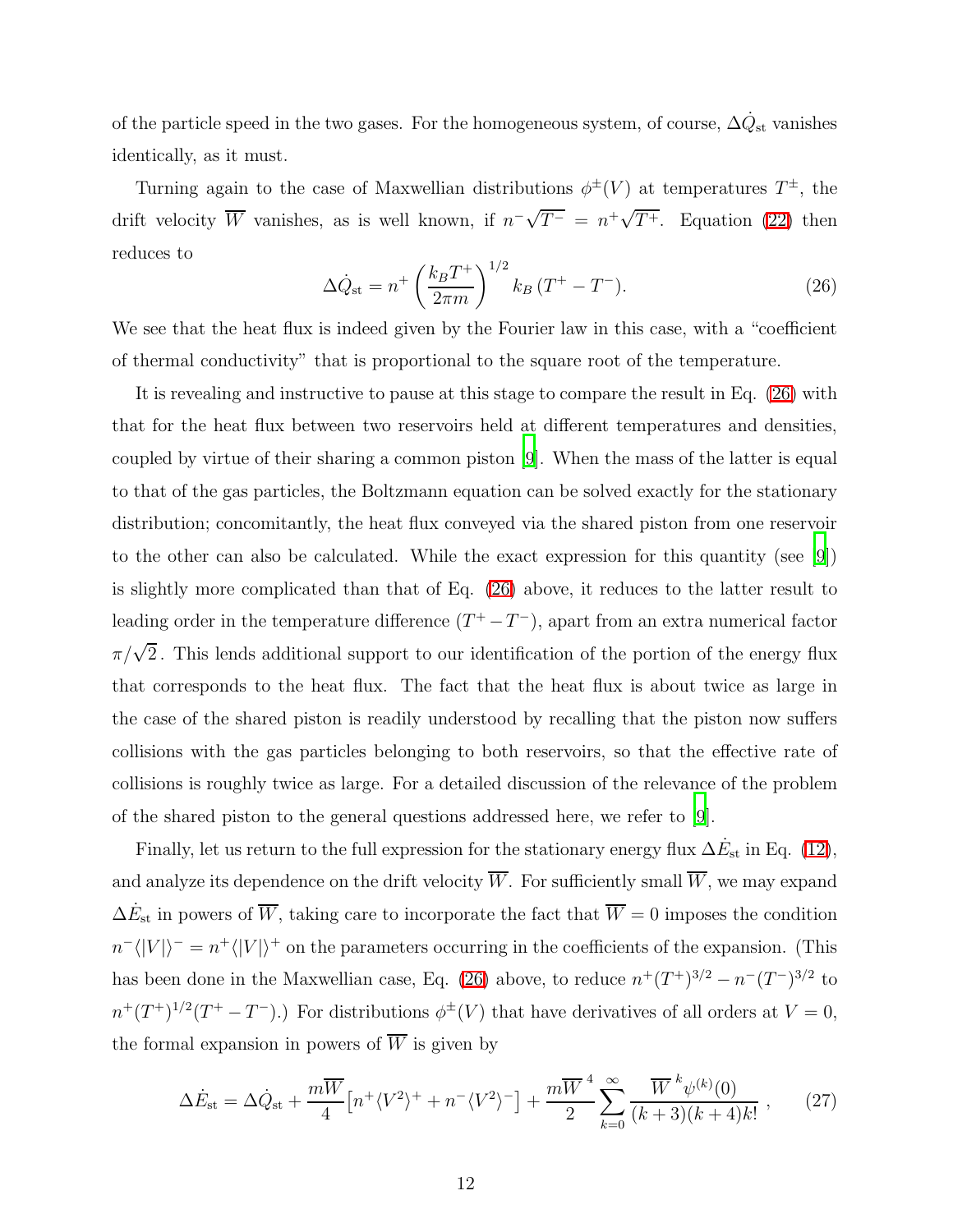of the particle speed in the two gases. For the homogeneous system, of course, $\Delta\dot{Q}_{\rm st}$ vanishes identically, as it must.

Turning again to the case of Maxwellian distributions $\phi^{\pm}(V)$ at temperatures $T^{\pm}$, the drift velocity $\overline{W}$ vanishes, as is well known, if $n^{-}\sqrt{T^{-}} = n^{+}\sqrt{T^{+}}$. Equation (22) then reduces to

$$\Delta\dot{Q}_{\rm st} = n^{+}\left(\frac{k_B T^{+}}{2\pi m}\right)^{1/2} k_B\,(T^{+} - T^{-}). \tag{26}$$

We see that the heat flux is indeed given by the Fourier law in this case, with a "coefficient of thermal conductivity" that is proportional to the square root of the temperature.

It is revealing and instructive to pause at this stage to compare the result in Eq. (26) with that for the heat flux between two reservoirs held at different temperatures and densities, coupled by virtue of their sharing a common piston [9]. When the mass of the latter is equal to that of the gas particles, the Boltzmann equation can be solved exactly for the stationary distribution; concomitantly, the heat flux conveyed via the shared piston from one reservoir to the other can also be calculated. While the exact expression for this quantity (see [9]) is slightly more complicated than that of Eq. (26) above, it reduces to the latter result to leading order in the temperature difference $(T^{+} - T^{-})$, apart from an extra numerical factor $\pi/\sqrt{2}$. This lends additional support to our identification of the portion of the energy flux that corresponds to the heat flux. The fact that the heat flux is about twice as large in the case of the shared piston is readily understood by recalling that the piston now suffers collisions with the gas particles belonging to both reservoirs, so that the effective rate of collisions is roughly twice as large. For a detailed discussion of the relevance of the problem of the shared piston to the general questions addressed here, we refer to [9].

Finally, let us return to the full expression for the stationary energy flux $\Delta\dot{E}_{\rm st}$ in Eq. (12), and analyze its dependence on the drift velocity $\overline{W}$. For sufficiently small $\overline{W}$, we may expand $\Delta\dot{E}_{\rm st}$ in powers of $\overline{W}$, taking care to incorporate the fact that $\overline{W} = 0$ imposes the condition $n^{-}\langle|V|\rangle^{-} = n^{+}\langle|V|\rangle^{+}$ on the parameters occurring in the coefficients of the expansion. (This has been done in the Maxwellian case, Eq. (26) above, to reduce $n^{+}(T^{+})^{3/2} - n^{-}(T^{-})^{3/2}$ to $n^{+}(T^{+})^{1/2}(T^{+} - T^{-})$.) For distributions $\phi^{\pm}(V)$ that have derivatives of all orders at $V = 0$, the formal expansion in powers of $\overline{W}$ is given by

$$\Delta\dot{E}_{\rm st} = \Delta\dot{Q}_{\rm st} + \frac{m\overline{W}}{4}\left[n^{+}\langle V^2\rangle^{+} + n^{-}\langle V^2\rangle^{-}\right] + \frac{m\overline{W}^{\,4}}{2}\sum_{k=0}^{\infty}\frac{\overline{W}^{\,k}\psi^{(k)}(0)}{(k+3)(k+4)k!}\,, \tag{27}$$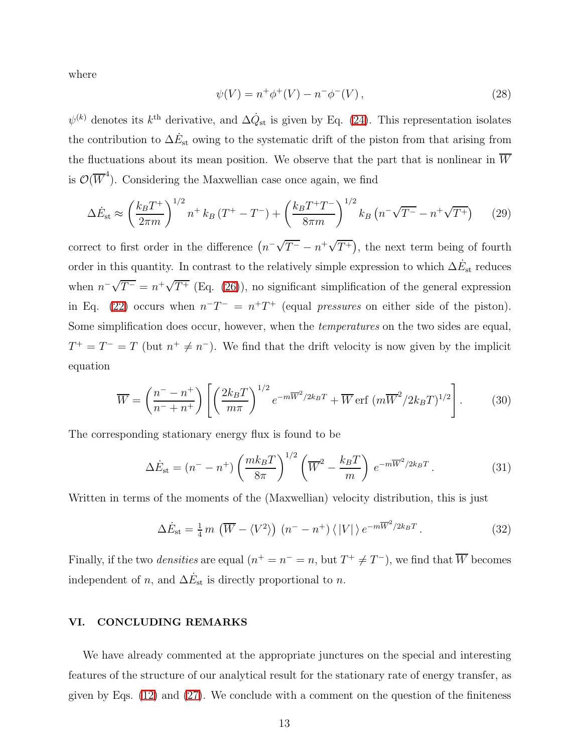where

$$\psi(V) = n^+ \phi^+(V) - n^- \phi^-(V)\,, \tag{28}$$

$\psi^{(k)}$ denotes its $k^{\text{th}}$ derivative, and $\Delta\dot{Q}_{\text{st}}$ is given by Eq. (24). This representation isolates the contribution to $\Delta\dot{E}_{\text{st}}$ owing to the systematic drift of the piston from that arising from the fluctuations about its mean position. We observe that the part that is nonlinear in $\overline{W}$ is $\mathcal{O}(\overline{W}^4)$. Considering the Maxwellian case once again, we find

$$\Delta\dot{E}_{\text{st}} \approx \left(\frac{k_B T^+}{2\pi m}\right)^{1/2} n^+\, k_B\,(T^+ - T^-) + \left(\frac{k_B T^+ T^-}{8\pi m}\right)^{1/2} k_B\left(n^-\sqrt{T^-} - n^+\sqrt{T^+}\right) \tag{29}$$

correct to first order in the difference $\left(n^-\sqrt{T^-} - n^+\sqrt{T^+}\right)$, the next term being of fourth order in this quantity. In contrast to the relatively simple expression to which $\Delta\dot{E}_{\text{st}}$ reduces when $n^-\sqrt{T^-} = n^+\sqrt{T^+}$ (Eq. (26)), no significant simplification of the general expression in Eq. (22) occurs when $n^-T^- = n^+T^+$ (equal *pressures* on either side of the piston). Some simplification does occur, however, when the *temperatures* on the two sides are equal, $T^+ = T^- = T$ (but $n^+ \neq n^-$). We find that the drift velocity is now given by the implicit equation

$$\overline{W} = \left(\frac{n^- - n^+}{n^- + n^+}\right)\left[\left(\frac{2k_BT}{m\pi}\right)^{1/2} e^{-m\overline{W}^2/2k_BT} + \overline{W}\,\text{erf}\,\left(m\overline{W}^2/2k_BT\right)^{1/2}\right]. \tag{30}$$

The corresponding stationary energy flux is found to be

$$\Delta\dot{E}_{\text{st}} = (n^- - n^+)\left(\frac{mk_BT}{8\pi}\right)^{1/2}\left(\overline{W}^2 - \frac{k_BT}{m}\right)\, e^{-m\overline{W}^2/2k_BT}\,. \tag{31}$$

Written in terms of the moments of the (Maxwellian) velocity distribution, this is just

$$\Delta\dot{E}_{\text{st}} = \tfrac{1}{4}\, m\,\left(\overline{W} - \langle V^2\rangle\right)\,(n^- - n^+)\,\langle\,|V|\,\rangle\, e^{-m\overline{W}^2/2k_BT}\,. \tag{32}$$

Finally, if the two *densities* are equal ($n^+ = n^- = n$, but $T^+ \neq T^-$), we find that $\overline{W}$ becomes independent of $n$, and $\Delta\dot{E}_{\text{st}}$ is directly proportional to $n$.

## VI. CONCLUDING REMARKS

We have already commented at the appropriate junctures on the special and interesting features of the structure of our analytical result for the stationary rate of energy transfer, as given by Eqs. (12) and (27). We conclude with a comment on the question of the finiteness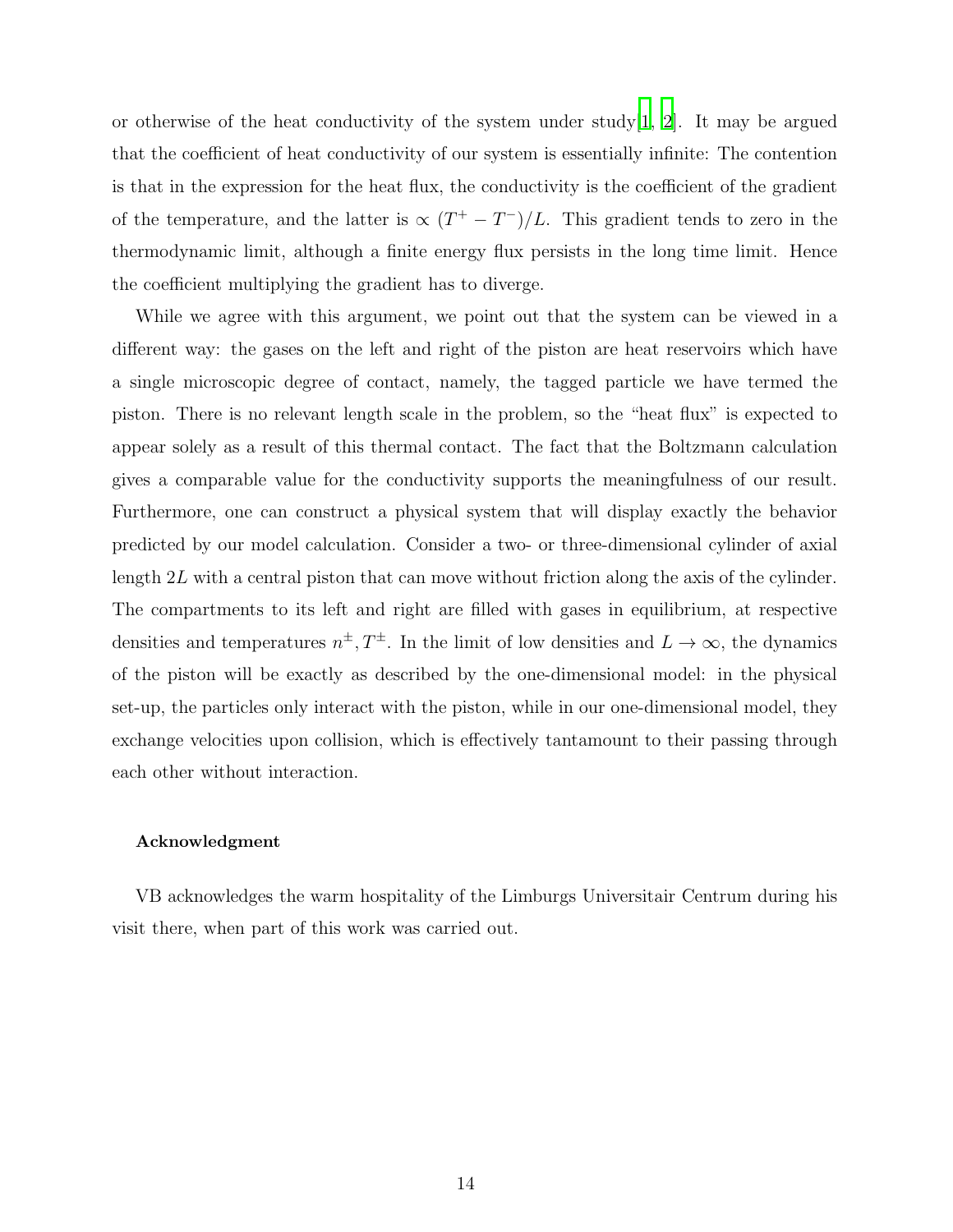or otherwise of the heat conductivity of the system under study[1, 2]. It may be argued that the coefficient of heat conductivity of our system is essentially infinite: The contention is that in the expression for the heat flux, the conductivity is the coefficient of the gradient of the temperature, and the latter is $\propto (T^+ - T^-)/L$. This gradient tends to zero in the thermodynamic limit, although a finite energy flux persists in the long time limit. Hence the coefficient multiplying the gradient has to diverge.

While we agree with this argument, we point out that the system can be viewed in a different way: the gases on the left and right of the piston are heat reservoirs which have a single microscopic degree of contact, namely, the tagged particle we have termed the piston. There is no relevant length scale in the problem, so the "heat flux" is expected to appear solely as a result of this thermal contact. The fact that the Boltzmann calculation gives a comparable value for the conductivity supports the meaningfulness of our result. Furthermore, one can construct a physical system that will display exactly the behavior predicted by our model calculation. Consider a two- or three-dimensional cylinder of axial length $2L$ with a central piston that can move without friction along the axis of the cylinder. The compartments to its left and right are filled with gases in equilibrium, at respective densities and temperatures $n^\pm, T^\pm$. In the limit of low densities and $L \to \infty$, the dynamics of the piston will be exactly as described by the one-dimensional model: in the physical set-up, the particles only interact with the piston, while in our one-dimensional model, they exchange velocities upon collision, which is effectively tantamount to their passing through each other without interaction.

#### Acknowledgment

VB acknowledges the warm hospitality of the Limburgs Universitair Centrum during his visit there, when part of this work was carried out.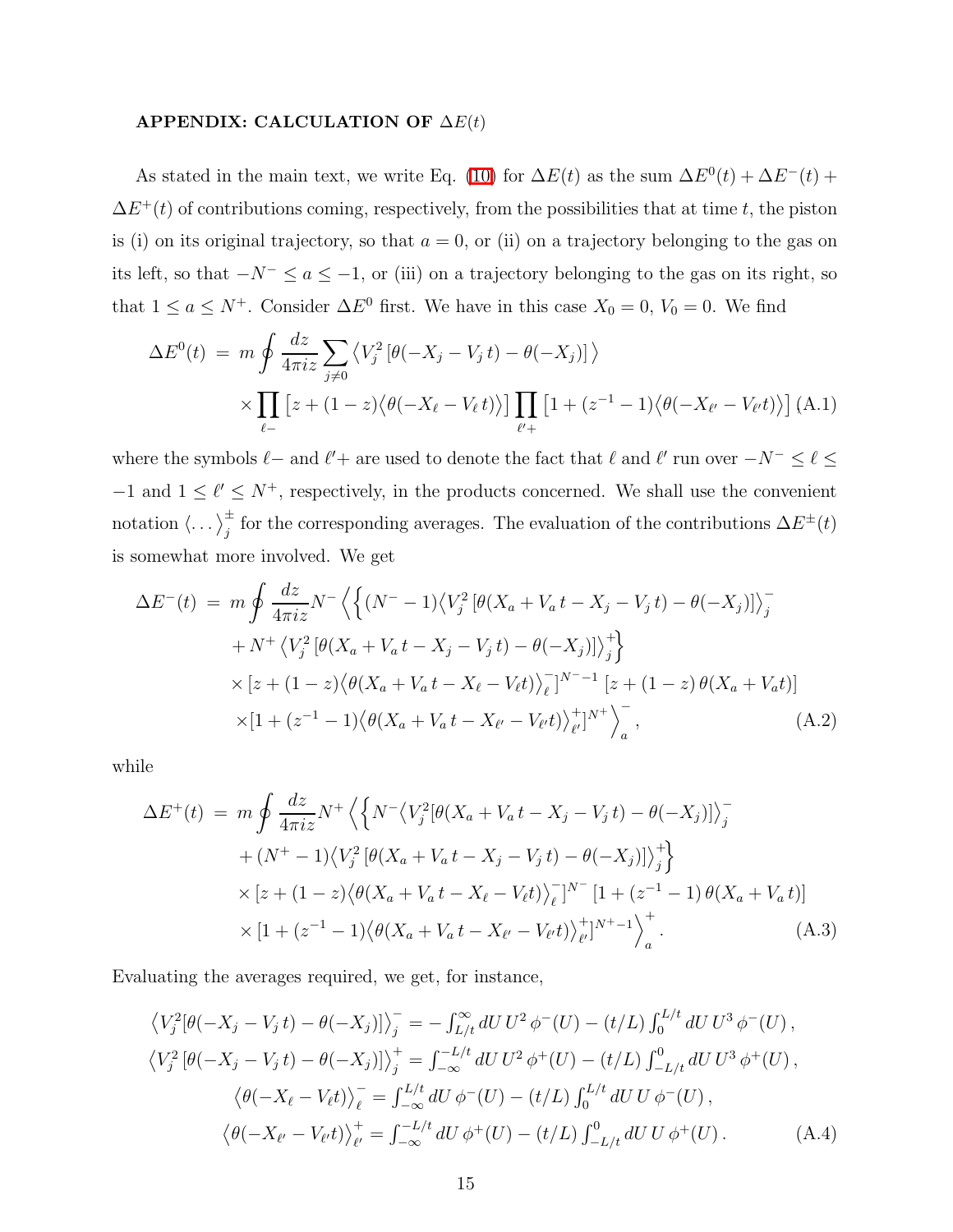### APPENDIX: CALCULATION OF $\Delta E(t)$

As stated in the main text, we write Eq. (10) for $\Delta E(t)$ as the sum $\Delta E^0(t) + \Delta E^-(t) + \Delta E^+(t)$ of contributions coming, respectively, from the possibilities that at time $t$, the piston is (i) on its original trajectory, so that $a = 0$, or (ii) on a trajectory belonging to the gas on its left, so that $-N^- \le a \le -1$, or (iii) on a trajectory belonging to the gas on its right, so that $1 \le a \le N^+$. Consider $\Delta E^0$ first. We have in this case $X_0 = 0$, $V_0 = 0$. We find

$$
\begin{aligned}
\Delta E^0(t) \;=\; & m \oint \frac{dz}{4\pi i z} \sum_{j \neq 0} \left\langle V_j^2 \left[\theta(-X_j - V_j\, t) - \theta(-X_j)\right] \right\rangle \\
& \times \prod_{\ell-} \left[z + (1-z)\left\langle \theta(-X_\ell - V_\ell\, t)\right\rangle\right] \prod_{\ell'+} \left[1 + (z^{-1}-1)\left\langle \theta(-X_{\ell'} - V_{\ell'} t)\right\rangle\right] \quad \text{(A.1)}
\end{aligned}
$$

where the symbols $\ell-$ and $\ell'+$ are used to denote the fact that $\ell$ and $\ell'$ run over $-N^- \le \ell \le -1$ and $1 \le \ell' \le N^+$, respectively, in the products concerned. We shall use the convenient notation $\langle \dots \rangle_j^{\pm}$ for the corresponding averages. The evaluation of the contributions $\Delta E^{\pm}(t)$ is somewhat more involved. We get

$$
\begin{aligned}
\Delta E^-(t) \;=\; & m \oint \frac{dz}{4\pi i z} N^- \Big\langle \Big\{ (N^- - 1) \big\langle V_j^2 \left[\theta(X_a + V_a\, t - X_j - V_j\, t) - \theta(-X_j)\right] \big\rangle_j^- \\
& + N^+ \big\langle V_j^2 \left[\theta(X_a + V_a\, t - X_j - V_j\, t) - \theta(-X_j)\right] \big\rangle_j^+ \Big\} \\
& \times \left[z + (1-z) \big\langle \theta(X_a + V_a\, t - X_\ell - V_\ell t)\big\rangle_\ell^- \right]^{N^- - 1} \left[z + (1-z)\, \theta(X_a + V_a t)\right] \\
& \times \left[1 + (z^{-1} - 1) \big\langle \theta(X_a + V_a\, t - X_{\ell'} - V_{\ell'} t)\big\rangle_{\ell'}^+ \right]^{N^+} \Big\rangle_a^- ,
\end{aligned}
\qquad \text{(A.2)}
$$

while

$$
\begin{aligned}
\Delta E^+(t) \;=\; & m \oint \frac{dz}{4\pi i z} N^+ \Big\langle \Big\{ N^- \big\langle V_j^2 [\theta(X_a + V_a\, t - X_j - V_j\, t) - \theta(-X_j)] \big\rangle_j^- \\
& + (N^+ - 1) \big\langle V_j^2 \left[\theta(X_a + V_a\, t - X_j - V_j\, t) - \theta(-X_j)\right] \big\rangle_j^+ \Big\} \\
& \times \left[z + (1-z) \big\langle \theta(X_a + V_a\, t - X_\ell - V_\ell t)\big\rangle_\ell^- \right]^{N^-} \left[1 + (z^{-1} - 1)\, \theta(X_a + V_a\, t)\right] \\
& \times \left[1 + (z^{-1} - 1) \big\langle \theta(X_a + V_a\, t - X_{\ell'} - V_{\ell'} t)\big\rangle_{\ell'}^+ \right]^{N^+ - 1} \Big\rangle_a^+ .
\end{aligned}
\qquad \text{(A.3)}
$$

Evaluating the averages required, we get, for instance,

$$
\begin{aligned}
\big\langle V_j^2 [\theta(-X_j - V_j\, t) - \theta(-X_j)] \big\rangle_j^- &= -\int_{L/t}^{\infty} dU\, U^2\, \phi^-(U) - (t/L) \int_0^{L/t} dU\, U^3\, \phi^-(U)\,, \\
\big\langle V_j^2 \left[\theta(-X_j - V_j\, t) - \theta(-X_j)\right] \big\rangle_j^+ &= \int_{-\infty}^{-L/t} dU\, U^2\, \phi^+(U) - (t/L) \int_{-L/t}^{0} dU\, U^3\, \phi^+(U)\,, \\
\big\langle \theta(-X_\ell - V_\ell t) \big\rangle_\ell^- &= \int_{-\infty}^{L/t} dU\, \phi^-(U) - (t/L) \int_0^{L/t} dU\, U\, \phi^-(U)\,, \\
\big\langle \theta(-X_{\ell'} - V_{\ell'} t) \big\rangle_{\ell'}^+ &= \int_{-\infty}^{-L/t} dU\, \phi^+(U) - (t/L) \int_{-L/t}^{0} dU\, U\, \phi^+(U)\,.
\end{aligned}
\qquad \text{(A.4)}
$$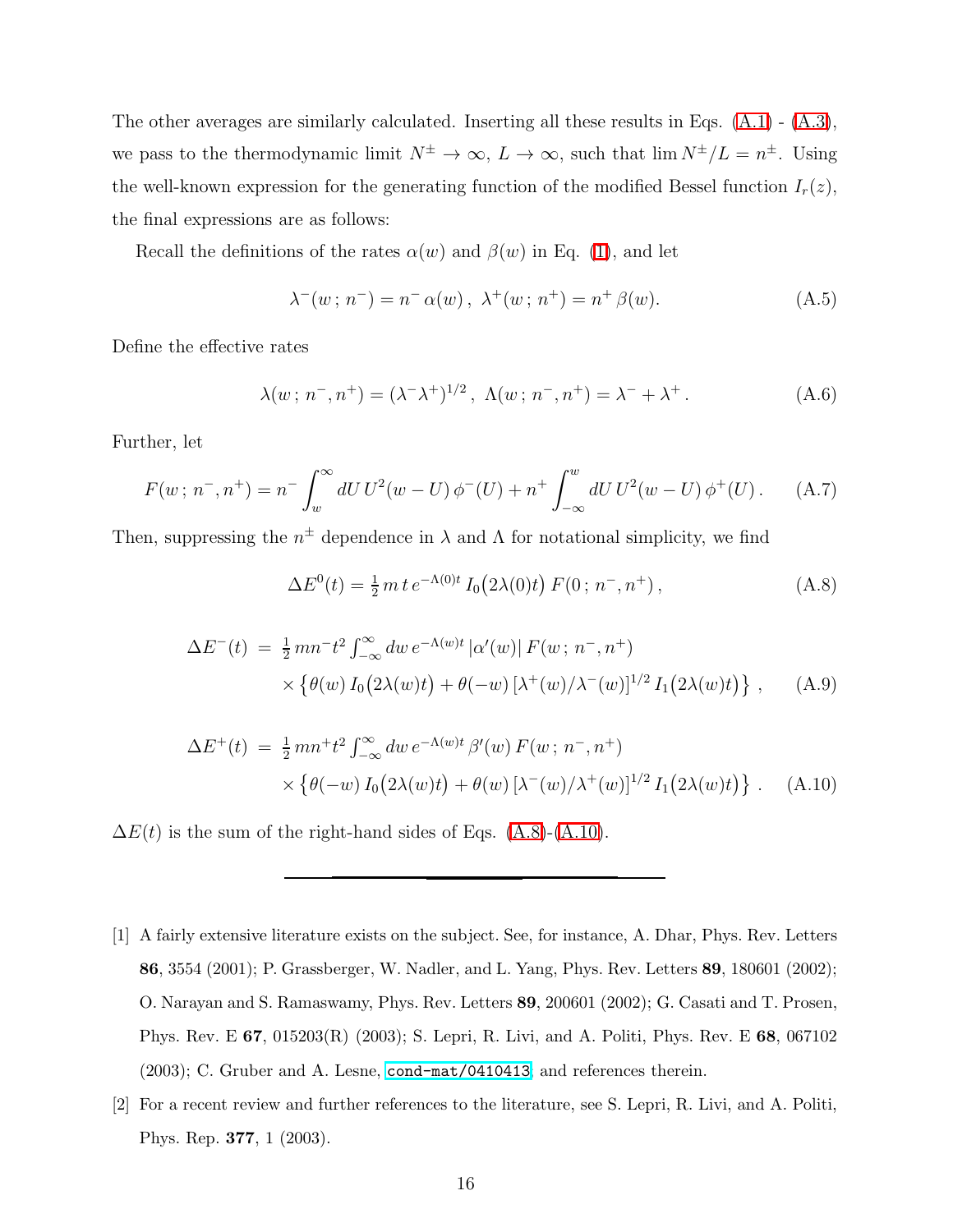The other averages are similarly calculated. Inserting all these results in Eqs. (A.1) - (A.3), we pass to the thermodynamic limit $N^{\pm} \to \infty$, $L \to \infty$, such that $\lim N^{\pm}/L = n^{\pm}$. Using the well-known expression for the generating function of the modified Bessel function $I_r(z)$, the final expressions are as follows:

Recall the definitions of the rates $\alpha(w)$ and $\beta(w)$ in Eq. (1), and let

$$\lambda^{-}(w\,;\,n^{-}) = n^{-}\,\alpha(w)\,,\;\; \lambda^{+}(w\,;\,n^{+}) = n^{+}\,\beta(w). \tag{A.5}$$

Define the effective rates

$$\lambda(w\,;\,n^{-},n^{+}) = (\lambda^{-}\lambda^{+})^{1/2}\,,\;\; \Lambda(w\,;\,n^{-},n^{+}) = \lambda^{-} + \lambda^{+}\,. \tag{A.6}$$

Further, let

$$F(w\,;\,n^{-},n^{+}) = n^{-}\int_{w}^{\infty} dU\, U^{2}(w-U)\,\phi^{-}(U) + n^{+}\int_{-\infty}^{w} dU\, U^{2}(w-U)\,\phi^{+}(U)\,. \tag{A.7}$$

Then, suppressing the $n^{\pm}$ dependence in $\lambda$ and $\Lambda$ for notational simplicity, we find

$$\Delta E^{0}(t) = \tfrac{1}{2}\,m\,t\,e^{-\Lambda(0)t}\,I_{0}\big(2\lambda(0)t\big)\,F(0\,;\,n^{-},n^{+})\,, \tag{A.8}$$

$$\begin{aligned}\Delta E^{-}(t) \;&=\; \tfrac{1}{2}\,mn^{-}t^{2}\int_{-\infty}^{\infty} dw\, e^{-\Lambda(w)t}\,|\alpha'(w)|\,F(w\,;\,n^{-},n^{+}) \\ &\quad\times \left\{\theta(w)\,I_{0}\big(2\lambda(w)t\big) + \theta(-w)\,[\lambda^{+}(w)/\lambda^{-}(w)]^{1/2}\,I_{1}\big(2\lambda(w)t\big)\right\}\,,\end{aligned} \tag{A.9}$$

$$\begin{aligned}\Delta E^{+}(t) \;&=\; \tfrac{1}{2}\,mn^{+}t^{2}\int_{-\infty}^{\infty} dw\, e^{-\Lambda(w)t}\,\beta'(w)\,F(w\,;\,n^{-},n^{+}) \\ &\quad\times \left\{\theta(-w)\,I_{0}\big(2\lambda(w)t\big) + \theta(w)\,[\lambda^{-}(w)/\lambda^{+}(w)]^{1/2}\,I_{1}\big(2\lambda(w)t\big)\right\}\,.\end{aligned} \tag{A.10}$$

$\Delta E(t)$ is the sum of the right-hand sides of Eqs. (A.8)-(A.10).

---

[1] A fairly extensive literature exists on the subject. See, for instance, A. Dhar, Phys. Rev. Letters **86**, 3554 (2001); P. Grassberger, W. Nadler, and L. Yang, Phys. Rev. Letters **89**, 180601 (2002); O. Narayan and S. Ramaswamy, Phys. Rev. Letters **89**, 200601 (2002); G. Casati and T. Prosen, Phys. Rev. E **67**, 015203(R) (2003); S. Lepri, R. Livi, and A. Politi, Phys. Rev. E **68**, 067102 (2003); C. Gruber and A. Lesne, `cond-mat/0410413`, and references therein.

[2] For a recent review and further references to the literature, see S. Lepri, R. Livi, and A. Politi, Phys. Rep. **377**, 1 (2003).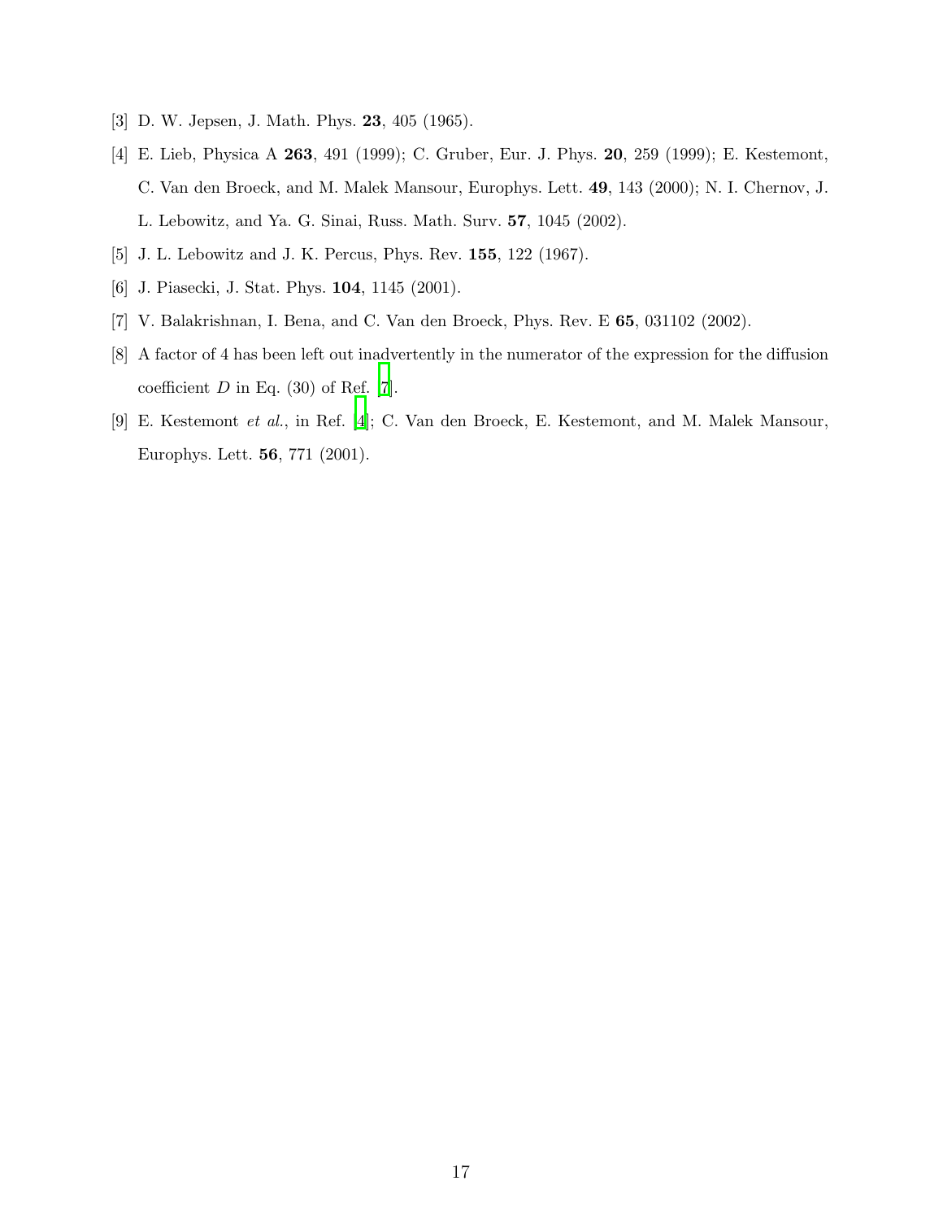[3] D. W. Jepsen, J. Math. Phys. **23**, 405 (1965).

[4] E. Lieb, Physica A **263**, 491 (1999); C. Gruber, Eur. J. Phys. **20**, 259 (1999); E. Kestemont, C. Van den Broeck, and M. Malek Mansour, Europhys. Lett. **49**, 143 (2000); N. I. Chernov, J. L. Lebowitz, and Ya. G. Sinai, Russ. Math. Surv. **57**, 1045 (2002).

[5] J. L. Lebowitz and J. K. Percus, Phys. Rev. **155**, 122 (1967).

[6] J. Piasecki, J. Stat. Phys. **104**, 1145 (2001).

[7] V. Balakrishnan, I. Bena, and C. Van den Broeck, Phys. Rev. E **65**, 031102 (2002).

[8] A factor of 4 has been left out inadvertently in the numerator of the expression for the diffusion coefficient $D$ in Eq. (30) of Ref. [7].

[9] E. Kestemont *et al.*, in Ref. [4]; C. Van den Broeck, E. Kestemont, and M. Malek Mansour, Europhys. Lett. **56**, 771 (2001).